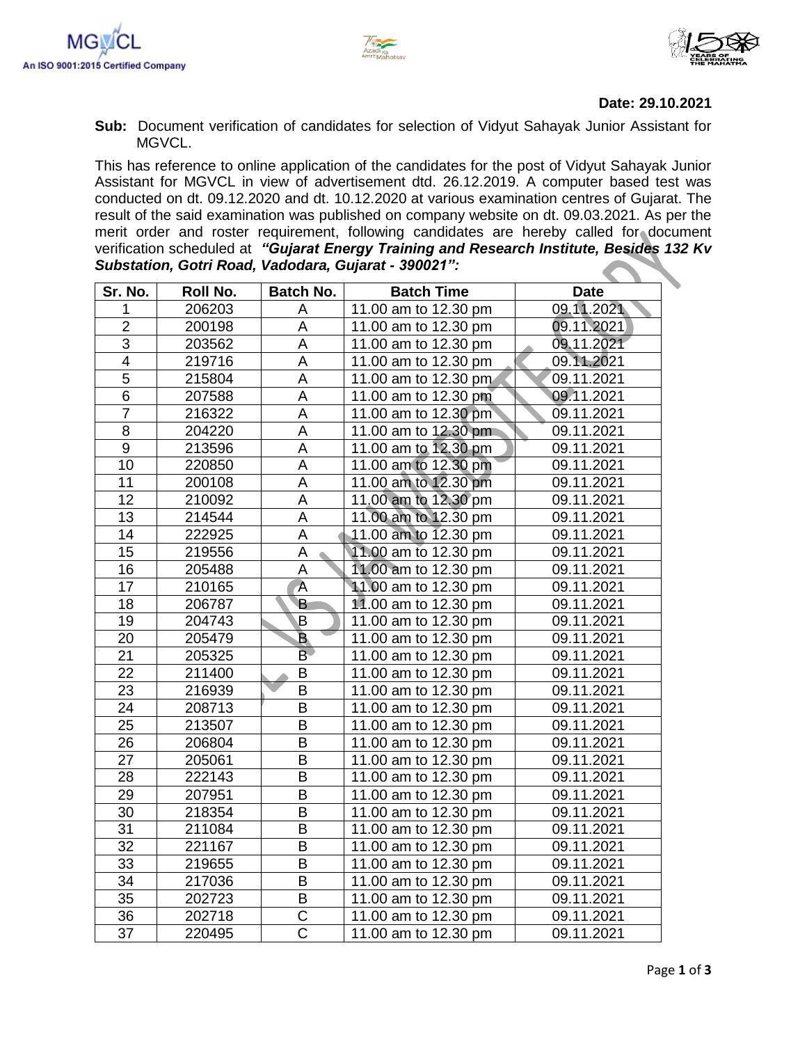**Date: 29.10.2021**

**Sub:** Document verification of candidates for selection of Vidyut Sahayak Junior Assistant for MGVCL.

This has reference to online application of the candidates for the post of Vidyut Sahayak Junior Assistant for MGVCL in view of advertisement dtd. 26.12.2019. A computer based test was conducted on dt. 09.12.2020 and dt. 10.12.2020 at various examination centres of Gujarat. The result of the said examination was published on company website on dt. 09.03.2021. As per the merit order and roster requirement, following candidates are hereby called for document verification scheduled at ***"Gujarat Energy Training and Research Institute, Besides 132 Kv Substation, Gotri Road, Vadodara, Gujarat - 390021":***

| Sr. No. | Roll No. | Batch No. | Batch Time | Date |
|---|---|---|---|---|
| 1 | 206203 | A | 11.00 am to 12.30 pm | 09.11.2021 |
| 2 | 200198 | A | 11.00 am to 12.30 pm | 09.11.2021 |
| 3 | 203562 | A | 11.00 am to 12.30 pm | 09.11.2021 |
| 4 | 219716 | A | 11.00 am to 12.30 pm | 09.11.2021 |
| 5 | 215804 | A | 11.00 am to 12.30 pm | 09.11.2021 |
| 6 | 207588 | A | 11.00 am to 12.30 pm | 09.11.2021 |
| 7 | 216322 | A | 11.00 am to 12.30 pm | 09.11.2021 |
| 8 | 204220 | A | 11.00 am to 12.30 pm | 09.11.2021 |
| 9 | 213596 | A | 11.00 am to 12.30 pm | 09.11.2021 |
| 10 | 220850 | A | 11.00 am to 12.30 pm | 09.11.2021 |
| 11 | 200108 | A | 11.00 am to 12.30 pm | 09.11.2021 |
| 12 | 210092 | A | 11.00 am to 12.30 pm | 09.11.2021 |
| 13 | 214544 | A | 11.00 am to 12.30 pm | 09.11.2021 |
| 14 | 222925 | A | 11.00 am to 12.30 pm | 09.11.2021 |
| 15 | 219556 | A | 11.00 am to 12.30 pm | 09.11.2021 |
| 16 | 205488 | A | 11.00 am to 12.30 pm | 09.11.2021 |
| 17 | 210165 | A | 11.00 am to 12.30 pm | 09.11.2021 |
| 18 | 206787 | B | 11.00 am to 12.30 pm | 09.11.2021 |
| 19 | 204743 | B | 11.00 am to 12.30 pm | 09.11.2021 |
| 20 | 205479 | B | 11.00 am to 12.30 pm | 09.11.2021 |
| 21 | 205325 | B | 11.00 am to 12.30 pm | 09.11.2021 |
| 22 | 211400 | B | 11.00 am to 12.30 pm | 09.11.2021 |
| 23 | 216939 | B | 11.00 am to 12.30 pm | 09.11.2021 |
| 24 | 208713 | B | 11.00 am to 12.30 pm | 09.11.2021 |
| 25 | 213507 | B | 11.00 am to 12.30 pm | 09.11.2021 |
| 26 | 206804 | B | 11.00 am to 12.30 pm | 09.11.2021 |
| 27 | 205061 | B | 11.00 am to 12.30 pm | 09.11.2021 |
| 28 | 222143 | B | 11.00 am to 12.30 pm | 09.11.2021 |
| 29 | 207951 | B | 11.00 am to 12.30 pm | 09.11.2021 |
| 30 | 218354 | B | 11.00 am to 12.30 pm | 09.11.2021 |
| 31 | 211084 | B | 11.00 am to 12.30 pm | 09.11.2021 |
| 32 | 221167 | B | 11.00 am to 12.30 pm | 09.11.2021 |
| 33 | 219655 | B | 11.00 am to 12.30 pm | 09.11.2021 |
| 34 | 217036 | B | 11.00 am to 12.30 pm | 09.11.2021 |
| 35 | 202723 | B | 11.00 am to 12.30 pm | 09.11.2021 |
| 36 | 202718 | C | 11.00 am to 12.30 pm | 09.11.2021 |
| 37 | 220495 | C | 11.00 am to 12.30 pm | 09.11.2021 |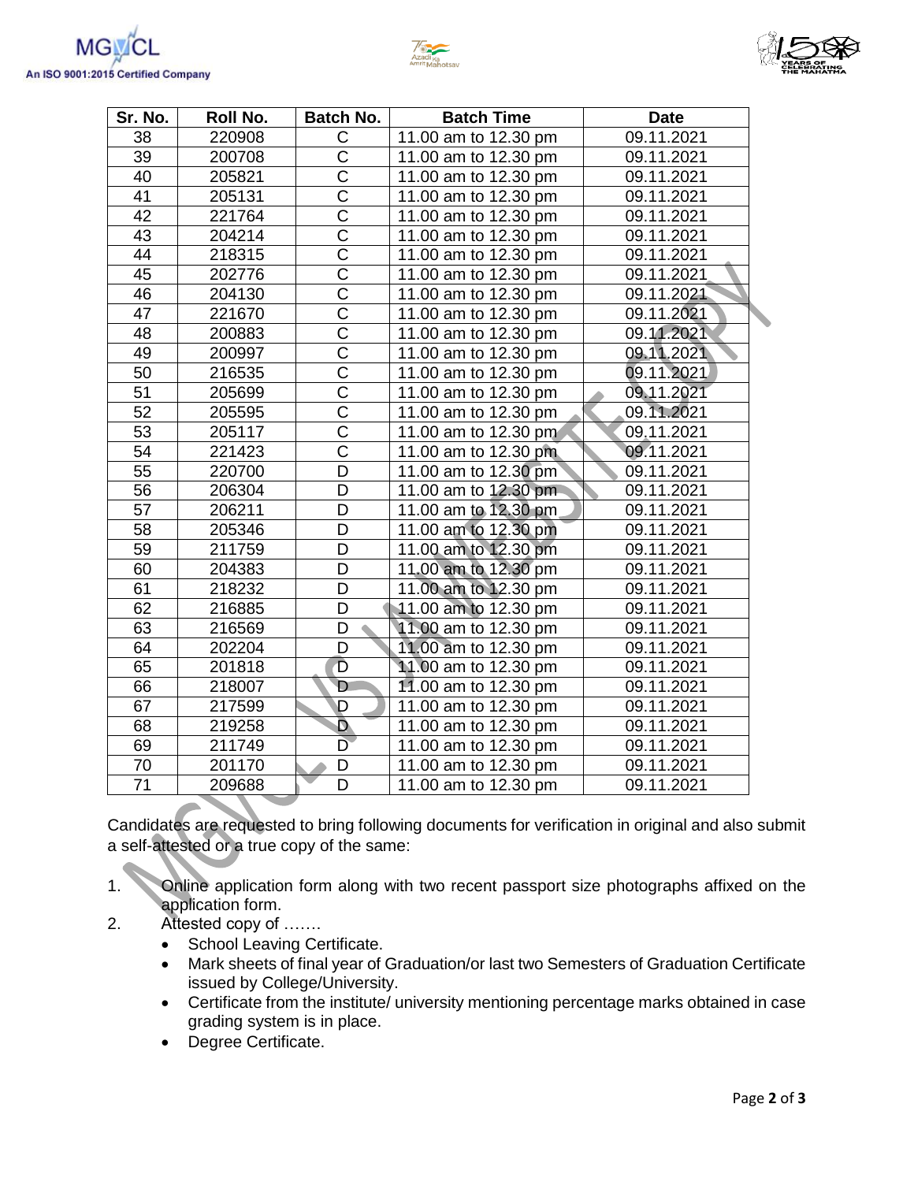| Sr. No. | Roll No. | Batch No. | Batch Time | Date |
|---|---|---|---|---|
| 38 | 220908 | C | 11.00 am to 12.30 pm | 09.11.2021 |
| 39 | 200708 | C | 11.00 am to 12.30 pm | 09.11.2021 |
| 40 | 205821 | C | 11.00 am to 12.30 pm | 09.11.2021 |
| 41 | 205131 | C | 11.00 am to 12.30 pm | 09.11.2021 |
| 42 | 221764 | C | 11.00 am to 12.30 pm | 09.11.2021 |
| 43 | 204214 | C | 11.00 am to 12.30 pm | 09.11.2021 |
| 44 | 218315 | C | 11.00 am to 12.30 pm | 09.11.2021 |
| 45 | 202776 | C | 11.00 am to 12.30 pm | 09.11.2021 |
| 46 | 204130 | C | 11.00 am to 12.30 pm | 09.11.2021 |
| 47 | 221670 | C | 11.00 am to 12.30 pm | 09.11.2021 |
| 48 | 200883 | C | 11.00 am to 12.30 pm | 09.11.2021 |
| 49 | 200997 | C | 11.00 am to 12.30 pm | 09.11.2021 |
| 50 | 216535 | C | 11.00 am to 12.30 pm | 09.11.2021 |
| 51 | 205699 | C | 11.00 am to 12.30 pm | 09.11.2021 |
| 52 | 205595 | C | 11.00 am to 12.30 pm | 09.11.2021 |
| 53 | 205117 | C | 11.00 am to 12.30 pm | 09.11.2021 |
| 54 | 221423 | C | 11.00 am to 12.30 pm | 09.11.2021 |
| 55 | 220700 | D | 11.00 am to 12.30 pm | 09.11.2021 |
| 56 | 206304 | D | 11.00 am to 12.30 pm | 09.11.2021 |
| 57 | 206211 | D | 11.00 am to 12.30 pm | 09.11.2021 |
| 58 | 205346 | D | 11.00 am to 12.30 pm | 09.11.2021 |
| 59 | 211759 | D | 11.00 am to 12.30 pm | 09.11.2021 |
| 60 | 204383 | D | 11.00 am to 12.30 pm | 09.11.2021 |
| 61 | 218232 | D | 11.00 am to 12.30 pm | 09.11.2021 |
| 62 | 216885 | D | 11.00 am to 12.30 pm | 09.11.2021 |
| 63 | 216569 | D | 11.00 am to 12.30 pm | 09.11.2021 |
| 64 | 202204 | D | 11.00 am to 12.30 pm | 09.11.2021 |
| 65 | 201818 | D | 11.00 am to 12.30 pm | 09.11.2021 |
| 66 | 218007 | D | 11.00 am to 12.30 pm | 09.11.2021 |
| 67 | 217599 | D | 11.00 am to 12.30 pm | 09.11.2021 |
| 68 | 219258 | D | 11.00 am to 12.30 pm | 09.11.2021 |
| 69 | 211749 | D | 11.00 am to 12.30 pm | 09.11.2021 |
| 70 | 201170 | D | 11.00 am to 12.30 pm | 09.11.2021 |
| 71 | 209688 | D | 11.00 am to 12.30 pm | 09.11.2021 |

Candidates are requested to bring following documents for verification in original and also submit a self-attested or a true copy of the same:

1. Online application form along with two recent passport size photographs affixed on the application form.
2. Attested copy of …….
   - School Leaving Certificate.
   - Mark sheets of final year of Graduation/or last two Semesters of Graduation Certificate issued by College/University.
   - Certificate from the institute/ university mentioning percentage marks obtained in case grading system is in place.
   - Degree Certificate.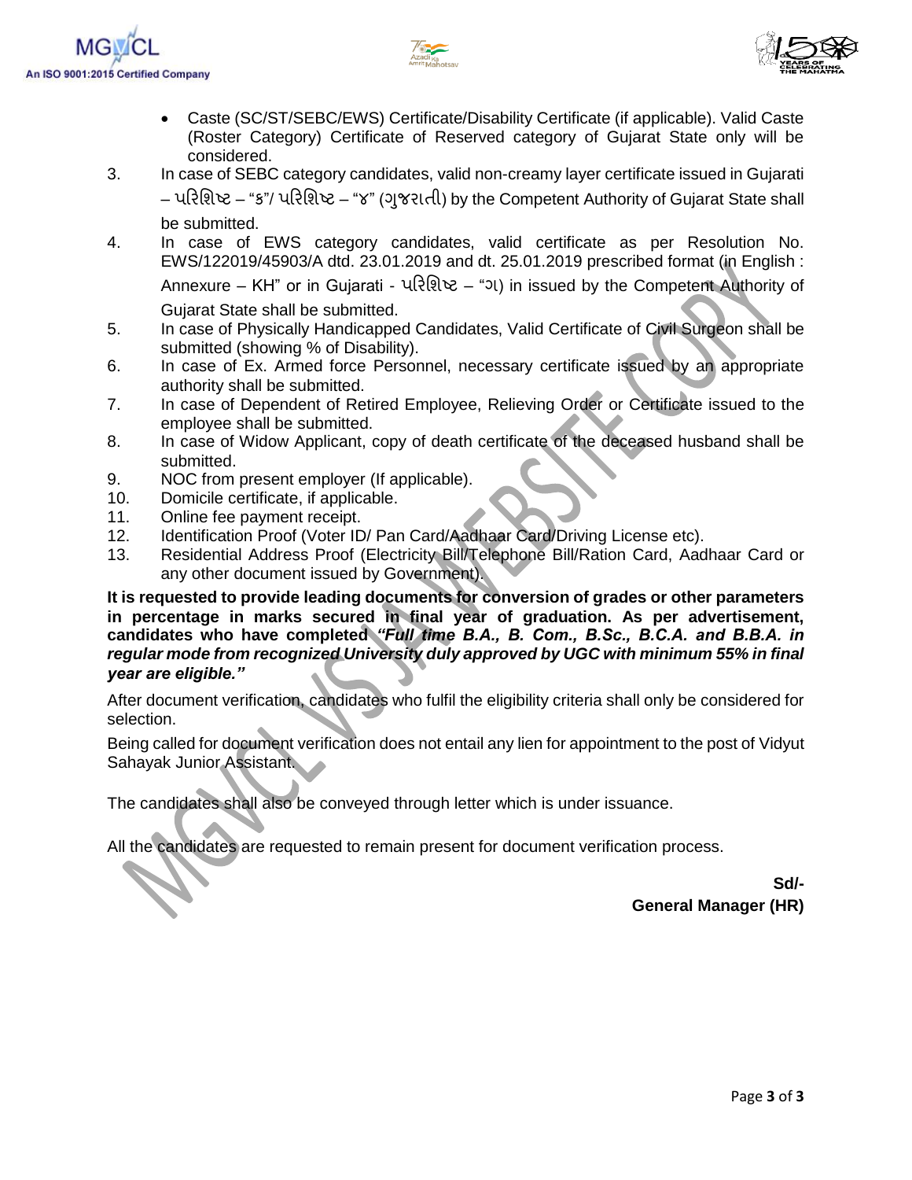- Caste (SC/ST/SEBC/EWS) Certificate/Disability Certificate (if applicable). Valid Caste (Roster Category) Certificate of Reserved category of Gujarat State only will be considered.

3. In case of SEBC category candidates, valid non-creamy layer certificate issued in Gujarati – પરિશિષ્ટ – "ક"/ પરિશિષ્ટ – "૪" (ગુજરાતી) by the Competent Authority of Gujarat State shall be submitted.
4. In case of EWS category candidates, valid certificate as per Resolution No. EWS/122019/45903/A dtd. 23.01.2019 and dt. 25.01.2019 prescribed format (in English : Annexure – KH" or in Gujarati - પરિશિષ્ટ – "ગ) in issued by the Competent Authority of Gujarat State shall be submitted.
5. In case of Physically Handicapped Candidates, Valid Certificate of Civil Surgeon shall be submitted (showing % of Disability).
6. In case of Ex. Armed force Personnel, necessary certificate issued by an appropriate authority shall be submitted.
7. In case of Dependent of Retired Employee, Relieving Order or Certificate issued to the employee shall be submitted.
8. In case of Widow Applicant, copy of death certificate of the deceased husband shall be submitted.
9. NOC from present employer (If applicable).
10. Domicile certificate, if applicable.
11. Online fee payment receipt.
12. Identification Proof (Voter ID/ Pan Card/Aadhaar Card/Driving License etc).
13. Residential Address Proof (Electricity Bill/Telephone Bill/Ration Card, Aadhaar Card or any other document issued by Government).

**It is requested to provide leading documents for conversion of grades or other parameters in percentage in marks secured in final year of graduation. As per advertisement, candidates who have completed *"Full time B.A., B. Com., B.Sc., B.C.A. and B.B.A. in regular mode from recognized University duly approved by UGC with minimum 55% in final year are eligible."***

After document verification, candidates who fulfil the eligibility criteria shall only be considered for selection.

Being called for document verification does not entail any lien for appointment to the post of Vidyut Sahayak Junior Assistant.

The candidates shall also be conveyed through letter which is under issuance.

All the candidates are requested to remain present for document verification process.

**Sd/-**
**General Manager (HR)**